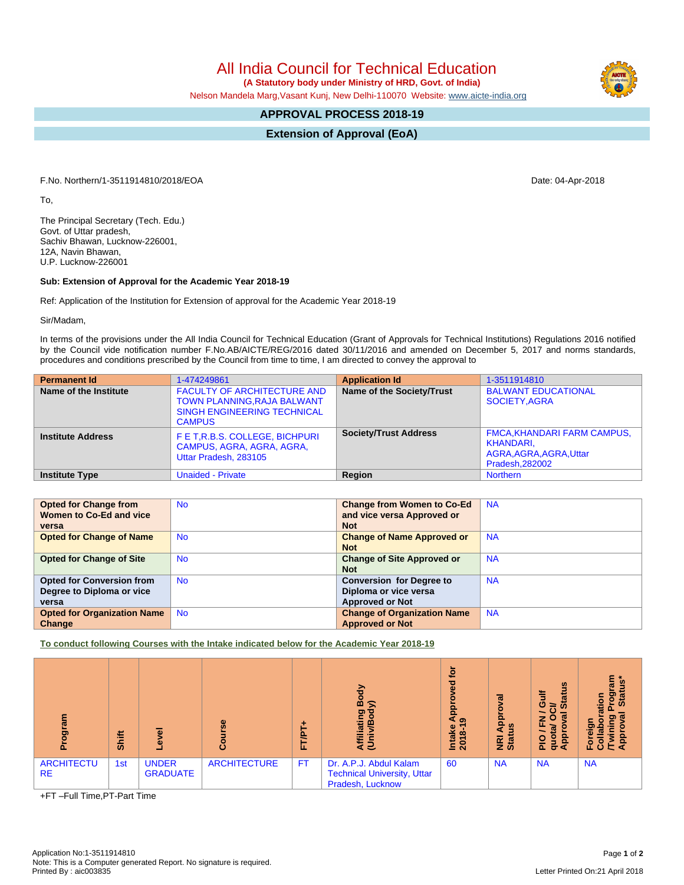# All India Council for Technical Education

**(A Statutory body under Ministry of HRD, Govt. of India)**

Nelson Mandela Marg,Vasant Kunj, New Delhi-110070 Website: www.aicte-india.org

## APPROVAL PROCESS 2018-19

## Extension of Approval (EoA)

F.No. Northern/1-3511914810/2018/EOA Date: 04-Apr-2018

To,

The Principal Secretary (Tech. Edu.)
Govt. of Uttar pradesh,
Sachiv Bhawan, Lucknow-226001,
12A, Navin Bhawan,
U.P. Lucknow-226001

**Sub: Extension of Approval for the Academic Year 2018-19**

Ref: Application of the Institution for Extension of approval for the Academic Year 2018-19

Sir/Madam,

In terms of the provisions under the All India Council for Technical Education (Grant of Approvals for Technical Institutions) Regulations 2016 notified by the Council vide notification number F.No.AB/AICTE/REG/2016 dated 30/11/2016 and amended on December 5, 2017 and norms standards, procedures and conditions prescribed by the Council from time to time, I am directed to convey the approval to

| **Permanent Id** | 1-474249861 | **Application Id** | 1-3511914810 |
|---|---|---|---|
| **Name of the Institute** | FACULTY OF ARCHITECTURE AND TOWN PLANNING,RAJA BALWANT SINGH ENGINEERING TECHNICAL CAMPUS | **Name of the Society/Trust** | BALWANT EDUCATIONAL SOCIETY,AGRA |
| **Institute Address** | F E T,R.B.S. COLLEGE, BICHPURI CAMPUS, AGRA, AGRA, AGRA, Uttar Pradesh, 283105 | **Society/Trust Address** | FMCA,KHANDARI FARM CAMPUS, KHANDARI, AGRA,AGRA,AGRA,Uttar Pradesh,282002 |
| **Institute Type** | Unaided - Private | **Region** | Northern |

| **Opted for Change from Women to Co-Ed and vice versa** | No | **Change from Women to Co-Ed and vice versa Approved or Not** | NA |
|---|---|---|---|
| **Opted for Change of Name** | No | **Change of Name Approved or Not** | NA |
| **Opted for Change of Site** | No | **Change of Site Approved or Not** | NA |
| **Opted for Conversion from Degree to Diploma or vice versa** | No | **Conversion for Degree to Diploma or vice versa Approved or Not** | NA |
| **Opted for Organization Name Change** | No | **Change of Organization Name Approved or Not** | NA |

**To conduct following Courses with the Intake indicated below for the Academic Year 2018-19**

| Program | Shift | Level | Course | FT/PT+ | Affiliating Body (Univ/Body) | Intake Approved for 2018-19 | NRI Approval Status | PIO / FN / Gulf quota/ OCI/ Approval Status | Foreign Collaboration /Twining Program Approval Status* |
|---|---|---|---|---|---|---|---|---|---|
| ARCHITECTURE | 1st | UNDER GRADUATE | ARCHITECTURE | FT | Dr. A.P.J. Abdul Kalam Technical University, Uttar Pradesh, Lucknow | 60 | NA | NA | NA |

+FT –Full Time,PT-Part Time

Application No:1-3511914810
Note: This is a Computer generated Report. No signature is required.
Printed By : aic003835

Letter Printed On:21 April 2018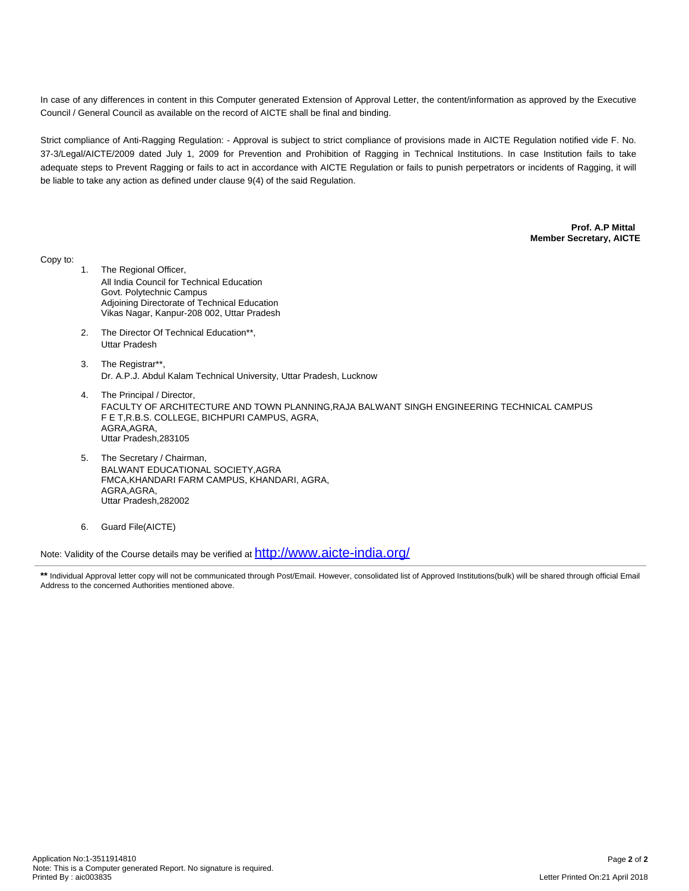In case of any differences in content in this Computer generated Extension of Approval Letter, the content/information as approved by the Executive Council / General Council as available on the record of AICTE shall be final and binding.

Strict compliance of Anti-Ragging Regulation: - Approval is subject to strict compliance of provisions made in AICTE Regulation notified vide F. No. 37-3/Legal/AICTE/2009 dated July 1, 2009 for Prevention and Prohibition of Ragging in Technical Institutions. In case Institution fails to take adequate steps to Prevent Ragging or fails to act in accordance with AICTE Regulation or fails to punish perpetrators or incidents of Ragging, it will be liable to take any action as defined under clause 9(4) of the said Regulation.

**Prof. A.P Mittal**
**Member Secretary, AICTE**

Copy to:

1. The Regional Officer,
   All India Council for Technical Education
   Govt. Polytechnic Campus
   Adjoining Directorate of Technical Education
   Vikas Nagar, Kanpur-208 002, Uttar Pradesh

2. The Director Of Technical Education**,
   Uttar Pradesh

3. The Registrar**,
   Dr. A.P.J. Abdul Kalam Technical University, Uttar Pradesh, Lucknow

4. The Principal / Director,
   FACULTY OF ARCHITECTURE AND TOWN PLANNING,RAJA BALWANT SINGH ENGINEERING TECHNICAL CAMPUS
   F E T,R.B.S. COLLEGE, BICHPURI CAMPUS, AGRA,
   AGRA,AGRA,
   Uttar Pradesh,283105

5. The Secretary / Chairman,
   BALWANT EDUCATIONAL SOCIETY,AGRA
   FMCA,KHANDARI FARM CAMPUS, KHANDARI, AGRA,
   AGRA,AGRA,
   Uttar Pradesh,282002

6. Guard File(AICTE)

Note: Validity of the Course details may be verified at http://www.aicte-india.org/

---

** Individual Approval letter copy will not be communicated through Post/Email. However, consolidated list of Approved Institutions(bulk) will be shared through official Email Address to the concerned Authorities mentioned above.

Application No:1-3511914810
Note: This is a Computer generated Report. No signature is required.
Printed By : aic003835

Letter Printed On:21 April 2018